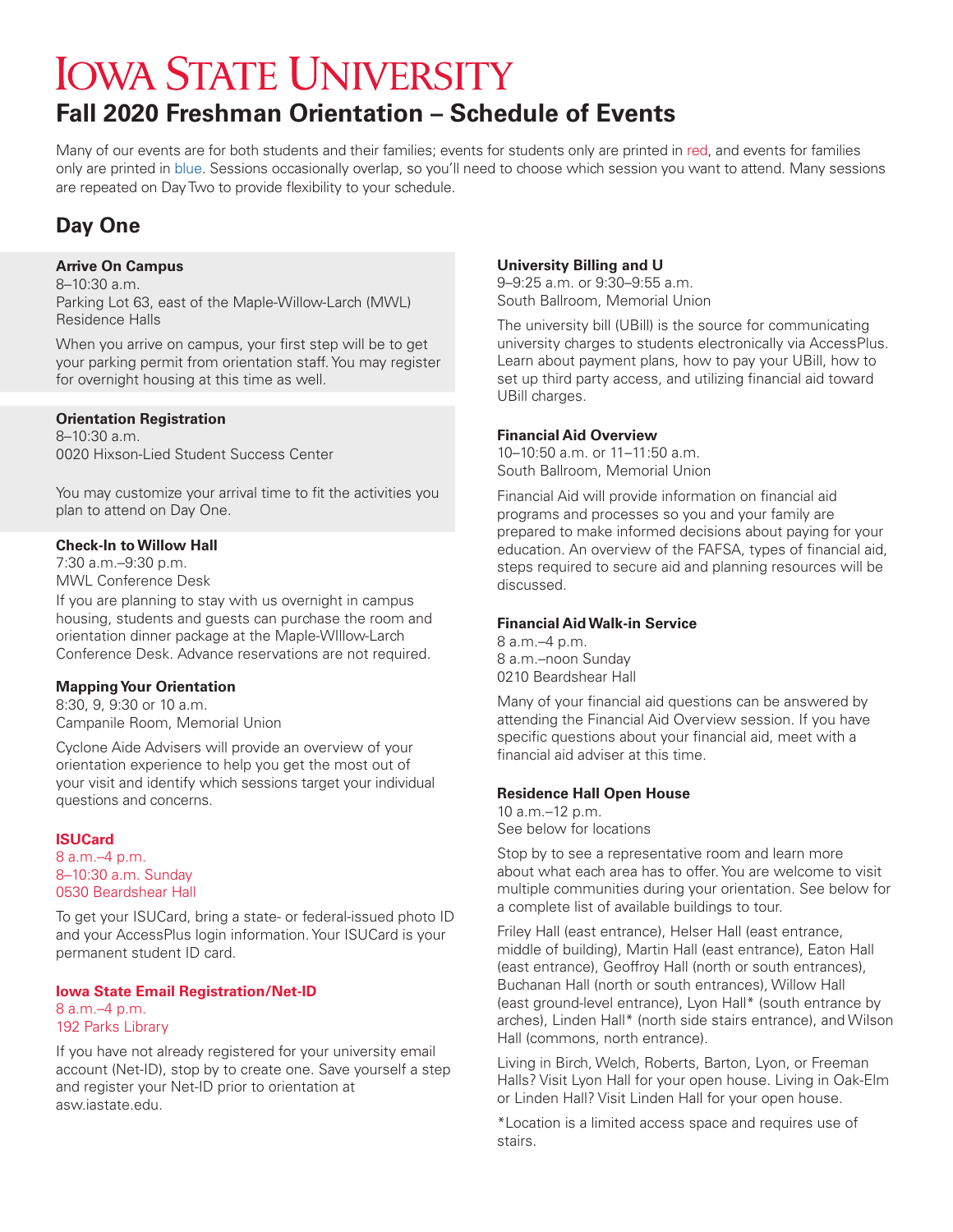# Iowa State University

## Fall 2020 Freshman Orientation – Schedule of Events

Many of our events are for both students and their families; events for students only are printed in red, and events for families only are printed in blue. Sessions occasionally overlap, so you'll need to choose which session you want to attend. Many sessions are repeated on Day Two to provide flexibility to your schedule.

## Day One

**Arrive On Campus**
8–10:30 a.m.
Parking Lot 63, east of the Maple-Willow-Larch (MWL) Residence Halls

When you arrive on campus, your first step will be to get your parking permit from orientation staff. You may register for overnight housing at this time as well.

**Orientation Registration**
8–10:30 a.m.
0020 Hixson-Lied Student Success Center

You may customize your arrival time to fit the activities you plan to attend on Day One.

**Check-In to Willow Hall**
7:30 a.m.–9:30 p.m.
MWL Conference Desk
If you are planning to stay with us overnight in campus housing, students and guests can purchase the room and orientation dinner package at the Maple-WIllow-Larch Conference Desk. Advance reservations are not required.

**Mapping Your Orientation**
8:30, 9, 9:30 or 10 a.m.
Campanile Room, Memorial Union

Cyclone Aide Advisers will provide an overview of your orientation experience to help you get the most out of your visit and identify which sessions target your individual questions and concerns.

**ISUCard**
8 a.m.–4 p.m.
8–10:30 a.m. Sunday
0530 Beardshear Hall

To get your ISUCard, bring a state- or federal-issued photo ID and your AccessPlus login information. Your ISUCard is your permanent student ID card.

**Iowa State Email Registration/Net-ID**
8 a.m.–4 p.m.
192 Parks Library

If you have not already registered for your university email account (Net-ID), stop by to create one. Save yourself a step and register your Net-ID prior to orientation at asw.iastate.edu.

**University Billing and U**
9–9:25 a.m. or 9:30–9:55 a.m.
South Ballroom, Memorial Union

The university bill (UBill) is the source for communicating university charges to students electronically via AccessPlus. Learn about payment plans, how to pay your UBill, how to set up third party access, and utilizing financial aid toward UBill charges.

**Financial Aid Overview**
10–10:50 a.m. or 11–11:50 a.m.
South Ballroom, Memorial Union

Financial Aid will provide information on financial aid programs and processes so you and your family are prepared to make informed decisions about paying for your education. An overview of the FAFSA, types of financial aid, steps required to secure aid and planning resources will be discussed.

**Financial Aid Walk-in Service**
8 a.m.–4 p.m.
8 a.m.–noon Sunday
0210 Beardshear Hall

Many of your financial aid questions can be answered by attending the Financial Aid Overview session. If you have specific questions about your financial aid, meet with a financial aid adviser at this time.

**Residence Hall Open House**
10 a.m.–12 p.m.
See below for locations

Stop by to see a representative room and learn more about what each area has to offer. You are welcome to visit multiple communities during your orientation. See below for a complete list of available buildings to tour.

Friley Hall (east entrance), Helser Hall (east entrance, middle of building), Martin Hall (east entrance), Eaton Hall (east entrance), Geoffroy Hall (north or south entrances), Buchanan Hall (north or south entrances), Willow Hall (east ground-level entrance), Lyon Hall* (south entrance by arches), Linden Hall* (north side stairs entrance), and Wilson Hall (commons, north entrance).

Living in Birch, Welch, Roberts, Barton, Lyon, or Freeman Halls? Visit Lyon Hall for your open house. Living in Oak-Elm or Linden Hall? Visit Linden Hall for your open house.

*Location is a limited access space and requires use of stairs.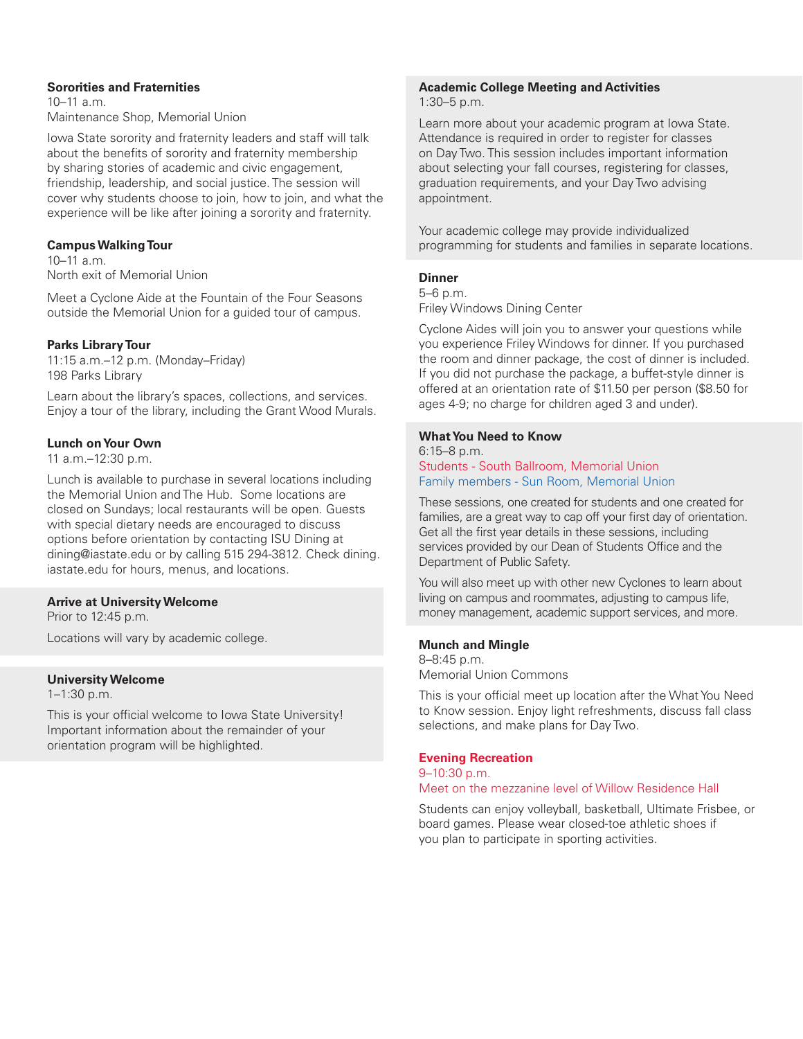### Sororities and Fraternities

10–11 a.m.
Maintenance Shop, Memorial Union

Iowa State sorority and fraternity leaders and staff will talk about the benefits of sorority and fraternity membership by sharing stories of academic and civic engagement, friendship, leadership, and social justice. The session will cover why students choose to join, how to join, and what the experience will be like after joining a sorority and fraternity.

### Campus Walking Tour

10–11 a.m.
North exit of Memorial Union

Meet a Cyclone Aide at the Fountain of the Four Seasons outside the Memorial Union for a guided tour of campus.

### Parks Library Tour

11:15 a.m.–12 p.m. (Monday–Friday)
198 Parks Library

Learn about the library's spaces, collections, and services. Enjoy a tour of the library, including the Grant Wood Murals.

### Lunch on Your Own

11 a.m.–12:30 p.m.

Lunch is available to purchase in several locations including the Memorial Union and The Hub. Some locations are closed on Sundays; local restaurants will be open. Guests with special dietary needs are encouraged to discuss options before orientation by contacting ISU Dining at dining@iastate.edu or by calling 515 294-3812. Check dining.iastate.edu for hours, menus, and locations.

### Arrive at University Welcome

Prior to 12:45 p.m.

Locations will vary by academic college.

### University Welcome

1–1:30 p.m.

This is your official welcome to Iowa State University! Important information about the remainder of your orientation program will be highlighted.

### Academic College Meeting and Activities

1:30–5 p.m.

Learn more about your academic program at Iowa State. Attendance is required in order to register for classes on Day Two. This session includes important information about selecting your fall courses, registering for classes, graduation requirements, and your Day Two advising appointment.

Your academic college may provide individualized programming for students and families in separate locations.

### Dinner

5–6 p.m.
Friley Windows Dining Center

Cyclone Aides will join you to answer your questions while you experience Friley Windows for dinner. If you purchased the room and dinner package, the cost of dinner is included. If you did not purchase the package, a buffet-style dinner is offered at an orientation rate of $11.50 per person ($8.50 for ages 4-9; no charge for children aged 3 and under).

### What You Need to Know

6:15–8 p.m.
Students - South Ballroom, Memorial Union
Family members - Sun Room, Memorial Union

These sessions, one created for students and one created for families, are a great way to cap off your first day of orientation. Get all the first year details in these sessions, including services provided by our Dean of Students Office and the Department of Public Safety.

You will also meet up with other new Cyclones to learn about living on campus and roommates, adjusting to campus life, money management, academic support services, and more.

### Munch and Mingle

8–8:45 p.m.
Memorial Union Commons

This is your official meet up location after the What You Need to Know session. Enjoy light refreshments, discuss fall class selections, and make plans for Day Two.

### Evening Recreation

9–10:30 p.m.
Meet on the mezzanine level of Willow Residence Hall

Students can enjoy volleyball, basketball, Ultimate Frisbee, or board games. Please wear closed-toe athletic shoes if you plan to participate in sporting activities.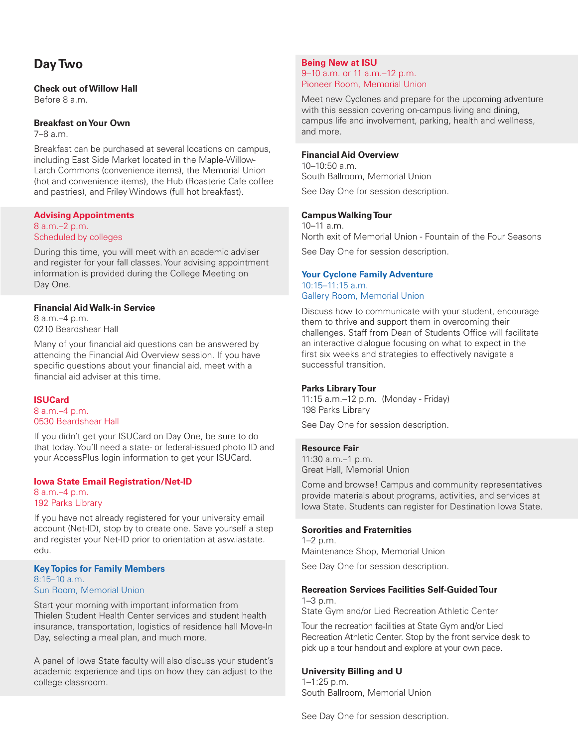## Day Two

**Check out of Willow Hall**
Before 8 a.m.

**Breakfast on Your Own**
7–8 a.m.

Breakfast can be purchased at several locations on campus, including East Side Market located in the Maple-Willow-Larch Commons (convenience items), the Memorial Union (hot and convenience items), the Hub (Roasterie Cafe coffee and pastries), and Friley Windows (full hot breakfast).

**Advising Appointments**
8 a.m.–2 p.m.
Scheduled by colleges

During this time, you will meet with an academic adviser and register for your fall classes. Your advising appointment information is provided during the College Meeting on Day One.

**Financial Aid Walk-in Service**
8 a.m.–4 p.m.
0210 Beardshear Hall

Many of your financial aid questions can be answered by attending the Financial Aid Overview session. If you have specific questions about your financial aid, meet with a financial aid adviser at this time.

**ISUCard**
8 a.m.–4 p.m.
0530 Beardshear Hall

If you didn't get your ISUCard on Day One, be sure to do that today. You'll need a state- or federal-issued photo ID and your AccessPlus login information to get your ISUCard.

**Iowa State Email Registration/Net-ID**
8 a.m.–4 p.m.
192 Parks Library

If you have not already registered for your university email account (Net-ID), stop by to create one. Save yourself a step and register your Net-ID prior to orientation at asw.iastate.edu.

**Key Topics for Family Members**
8:15–10 a.m.
Sun Room, Memorial Union

Start your morning with important information from Thielen Student Health Center services and student health insurance, transportation, logistics of residence hall Move-In Day, selecting a meal plan, and much more.

A panel of Iowa State faculty will also discuss your student's academic experience and tips on how they can adjust to the college classroom.

**Being New at ISU**
9–10 a.m. or 11 a.m.–12 p.m.
Pioneer Room, Memorial Union

Meet new Cyclones and prepare for the upcoming adventure with this session covering on-campus living and dining, campus life and involvement, parking, health and wellness, and more.

**Financial Aid Overview**
10–10:50 a.m.
South Ballroom, Memorial Union

See Day One for session description.

**Campus Walking Tour**
10–11 a.m.
North exit of Memorial Union - Fountain of the Four Seasons

See Day One for session description.

**Your Cyclone Family Adventure**
10:15–11:15 a.m.
Gallery Room, Memorial Union

Discuss how to communicate with your student, encourage them to thrive and support them in overcoming their challenges. Staff from Dean of Students Office will facilitate an interactive dialogue focusing on what to expect in the first six weeks and strategies to effectively navigate a successful transition.

**Parks Library Tour**
11:15 a.m.–12 p.m. (Monday - Friday)
198 Parks Library

See Day One for session description.

**Resource Fair**
11:30 a.m.–1 p.m.
Great Hall, Memorial Union

Come and browse! Campus and community representatives provide materials about programs, activities, and services at Iowa State. Students can register for Destination Iowa State.

**Sororities and Fraternities**
1–2 p.m.
Maintenance Shop, Memorial Union

See Day One for session description.

**Recreation Services Facilities Self-Guided Tour**
1–3 p.m.
State Gym and/or Lied Recreation Athletic Center

Tour the recreation facilities at State Gym and/or Lied Recreation Athletic Center. Stop by the front service desk to pick up a tour handout and explore at your own pace.

**University Billing and U**
1–1:25 p.m.
South Ballroom, Memorial Union

See Day One for session description.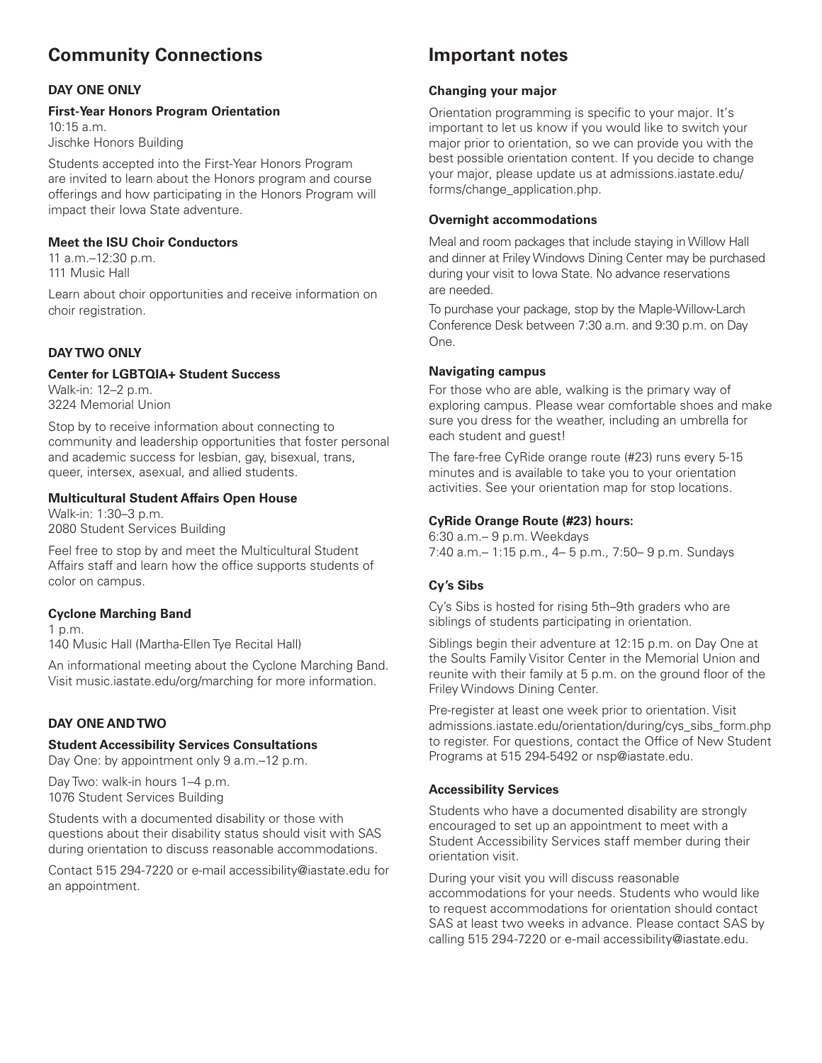## Community Connections

### DAY ONE ONLY

**First-Year Honors Program Orientation**
10:15 a.m.
Jischke Honors Building

Students accepted into the First-Year Honors Program are invited to learn about the Honors program and course offerings and how participating in the Honors Program will impact their Iowa State adventure.

**Meet the ISU Choir Conductors**
11 a.m.–12:30 p.m.
111 Music Hall

Learn about choir opportunities and receive information on choir registration.

### DAY TWO ONLY

**Center for LGBTQIA+ Student Success**
Walk-in: 12–2 p.m.
3224 Memorial Union

Stop by to receive information about connecting to community and leadership opportunities that foster personal and academic success for lesbian, gay, bisexual, trans, queer, intersex, asexual, and allied students.

**Multicultural Student Affairs Open House**
Walk-in: 1:30–3 p.m.
2080 Student Services Building

Feel free to stop by and meet the Multicultural Student Affairs staff and learn how the office supports students of color on campus.

**Cyclone Marching Band**
1 p.m.
140 Music Hall (Martha-Ellen Tye Recital Hall)

An informational meeting about the Cyclone Marching Band. Visit music.iastate.edu/org/marching for more information.

### DAY ONE AND TWO

**Student Accessibility Services Consultations**
Day One: by appointment only 9 a.m.–12 p.m.

Day Two: walk-in hours 1–4 p.m.
1076 Student Services Building

Students with a documented disability or those with questions about their disability status should visit with SAS during orientation to discuss reasonable accommodations.

Contact 515 294-7220 or e-mail accessibility@iastate.edu for an appointment.

## Important notes

**Changing your major**

Orientation programming is specific to your major. It's important to let us know if you would like to switch your major prior to orientation, so we can provide you with the best possible orientation content. If you decide to change your major, please update us at admissions.iastate.edu/forms/change_application.php.

**Overnight accommodations**

Meal and room packages that include staying in Willow Hall and dinner at Friley Windows Dining Center may be purchased during your visit to Iowa State. No advance reservations are needed.

To purchase your package, stop by the Maple-Willow-Larch Conference Desk between 7:30 a.m. and 9:30 p.m. on Day One.

**Navigating campus**

For those who are able, walking is the primary way of exploring campus. Please wear comfortable shoes and make sure you dress for the weather, including an umbrella for each student and guest!

The fare-free CyRide orange route (#23) runs every 5-15 minutes and is available to take you to your orientation activities. See your orientation map for stop locations.

**CyRide Orange Route (#23) hours:**
6:30 a.m.– 9 p.m. Weekdays
7:40 a.m.– 1:15 p.m., 4– 5 p.m., 7:50– 9 p.m. Sundays

**Cy's Sibs**

Cy's Sibs is hosted for rising 5th–9th graders who are siblings of students participating in orientation.

Siblings begin their adventure at 12:15 p.m. on Day One at the Soults Family Visitor Center in the Memorial Union and reunite with their family at 5 p.m. on the ground floor of the Friley Windows Dining Center.

Pre-register at least one week prior to orientation. Visit admissions.iastate.edu/orientation/during/cys_sibs_form.php to register. For questions, contact the Office of New Student Programs at 515 294-5492 or nsp@iastate.edu.

**Accessibility Services**

Students who have a documented disability are strongly encouraged to set up an appointment to meet with a Student Accessibility Services staff member during their orientation visit.

During your visit you will discuss reasonable accommodations for your needs. Students who would like to request accommodations for orientation should contact SAS at least two weeks in advance. Please contact SAS by calling 515 294-7220 or e-mail accessibility@iastate.edu.